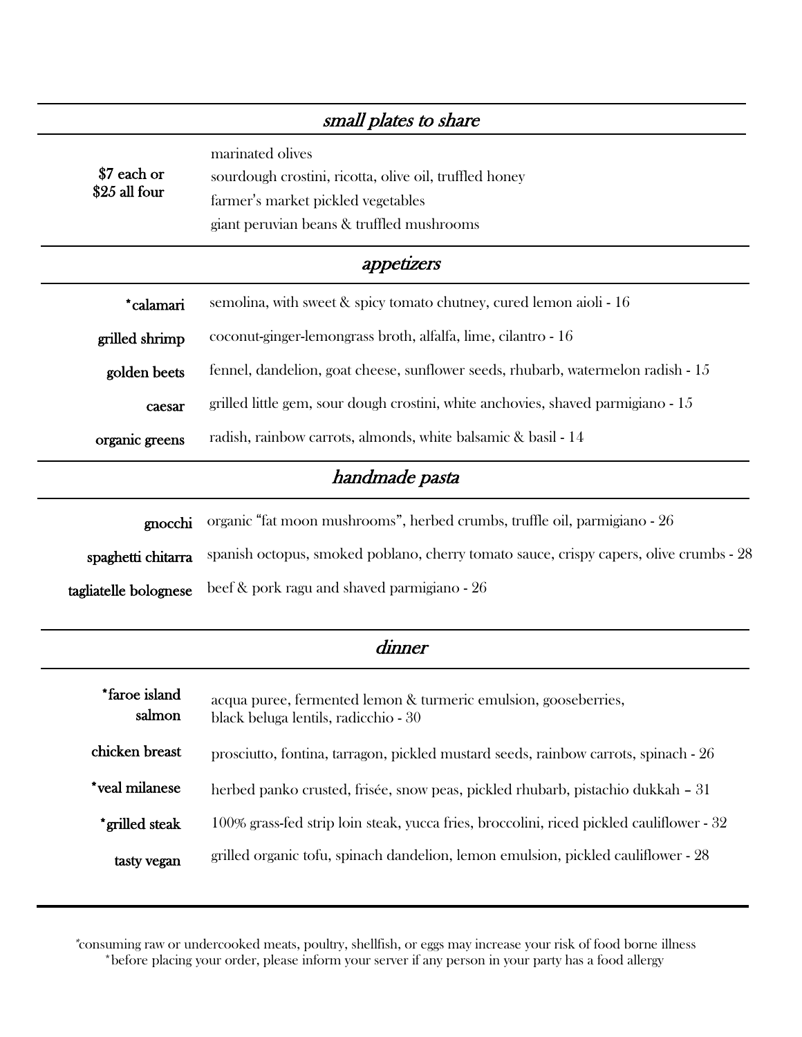## *small plates to share*

| | |
|---|---|
| $7 each or $25 all four | marinated olives<br>sourdough crostini, ricotta, olive oil, truffled honey<br>farmer's market pickled vegetables<br>giant peruvian beans & truffled mushrooms |

## *appetizers*

| | |
|---|---|
| *calamari | semolina, with sweet & spicy tomato chutney, cured lemon aioli - 16 |
| grilled shrimp | coconut-ginger-lemongrass broth, alfalfa, lime, cilantro - 16 |
| golden beets | fennel, dandelion, goat cheese, sunflower seeds, rhubarb, watermelon radish - 15 |
| caesar | grilled little gem, sour dough crostini, white anchovies, shaved parmigiano - 15 |
| organic greens | radish, rainbow carrots, almonds, white balsamic & basil - 14 |

## *handmade pasta*

| | |
|---|---|
| gnocchi | organic "fat moon mushrooms", herbed crumbs, truffle oil, parmigiano - 26 |
| spaghetti chitarra | spanish octopus, smoked poblano, cherry tomato sauce, crispy capers, olive crumbs - 28 |
| tagliatelle bolognese | beef & pork ragu and shaved parmigiano - 26 |

## *dinner*

| | |
|---|---|
| *faroe island salmon | acqua puree, fermented lemon & turmeric emulsion, gooseberries, black beluga lentils, radicchio - 30 |
| chicken breast | prosciutto, fontina, tarragon, pickled mustard seeds, rainbow carrots, spinach - 26 |
| *veal milanese | herbed panko crusted, frisée, snow peas, pickled rhubarb, pistachio dukkah – 31 |
| *grilled steak | 100% grass-fed strip loin steak, yucca fries, broccolini, riced pickled cauliflower - 32 |
| tasty vegan | grilled organic tofu, spinach dandelion, lemon emulsion, pickled cauliflower - 28 |

*consuming raw or undercooked meats, poultry, shellfish, or eggs may increase your risk of food borne illness
*before placing your order, please inform your server if any person in your party has a food allergy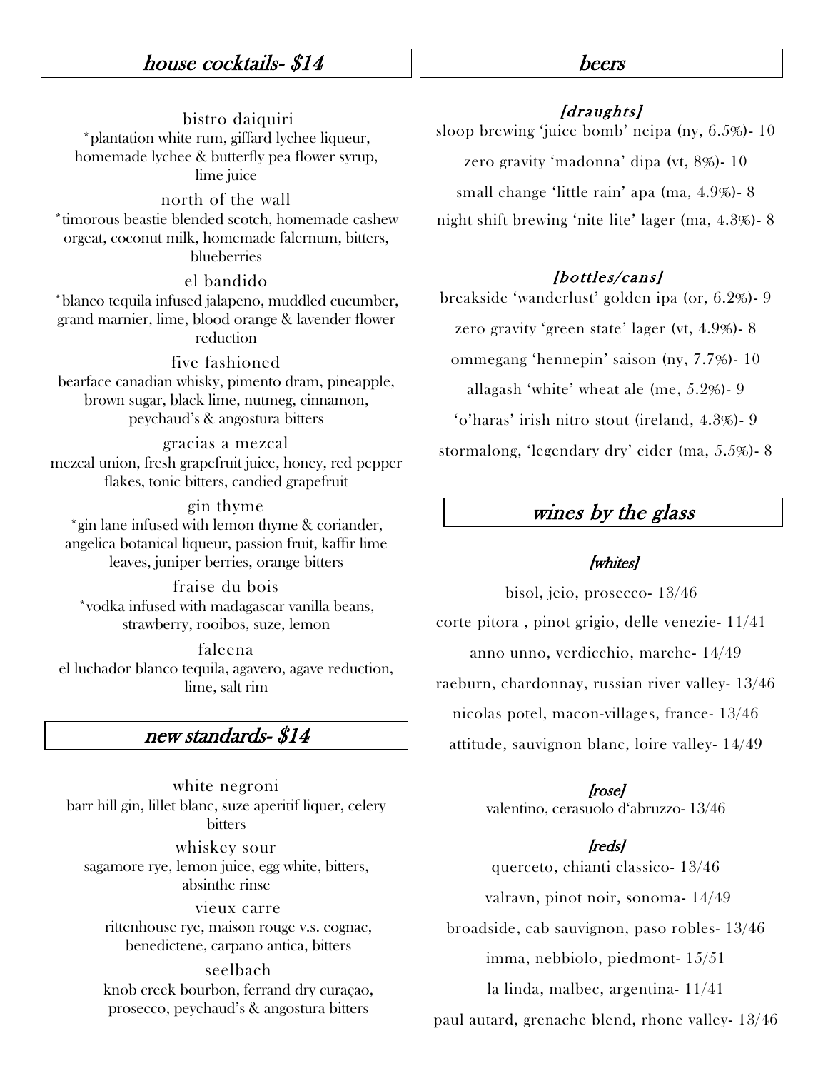## *house cocktails- $14*

bistro daiquiri
*plantation white rum, giffard lychee liqueur, homemade lychee & butterfly pea flower syrup, lime juice

north of the wall
*timorous beastie blended scotch, homemade cashew orgeat, coconut milk, homemade falernum, bitters, blueberries

el bandido
*blanco tequila infused jalapeno, muddled cucumber, grand marnier, lime, blood orange & lavender flower reduction

five fashioned
bearface canadian whisky, pimento dram, pineapple, brown sugar, black lime, nutmeg, cinnamon, peychaud's & angostura bitters

gracias a mezcal
mezcal union, fresh grapefruit juice, honey, red pepper flakes, tonic bitters, candied grapefruit

gin thyme
*gin lane infused with lemon thyme & coriander, angelica botanical liqueur, passion fruit, kaffir lime leaves, juniper berries, orange bitters

fraise du bois
*vodka infused with madagascar vanilla beans, strawberry, rooibos, suze, lemon

faleena
el luchador blanco tequila, agavero, agave reduction, lime, salt rim

## *new standards- $14*

white negroni
barr hill gin, lillet blanc, suze aperitif liquer, celery bitters

whiskey sour
sagamore rye, lemon juice, egg white, bitters, absinthe rinse

vieux carre
rittenhouse rye, maison rouge v.s. cognac, benedictene, carpano antica, bitters

seelbach
knob creek bourbon, ferrand dry curaçao, prosecco, peychaud's & angostura bitters

## *beers*

*[draughts]*

sloop brewing 'juice bomb' neipa (ny, 6.5%)- 10

zero gravity 'madonna' dipa (vt, 8%)- 10

small change 'little rain' apa (ma, 4.9%)- 8

night shift brewing 'nite lite' lager (ma, 4.3%)- 8

*[bottles/cans]*

breakside 'wanderlust' golden ipa (or, 6.2%)- 9

zero gravity 'green state' lager (vt, 4.9%)- 8

ommegang 'hennepin' saison (ny, 7.7%)- 10

allagash 'white' wheat ale (me, 5.2%)- 9

'o'haras' irish nitro stout (ireland, 4.3%)- 9

stormalong, 'legendary dry' cider (ma, 5.5%)- 8

## *wines by the glass*

*[whites]*

bisol, jeio, prosecco- 13/46

corte pitora , pinot grigio, delle venezie- 11/41

anno unno, verdicchio, marche- 14/49

raeburn, chardonnay, russian river valley- 13/46

nicolas potel, macon-villages, france- 13/46

attitude, sauvignon blanc, loire valley- 14/49

*[rose]*

valentino, cerasuolo d'abruzzo- 13/46

*[reds]*

querceto, chianti classico- 13/46

valravn, pinot noir, sonoma- 14/49

broadside, cab sauvignon, paso robles- 13/46

imma, nebbiolo, piedmont- 15/51

la linda, malbec, argentina- 11/41

paul autard, grenache blend, rhone valley- 13/46